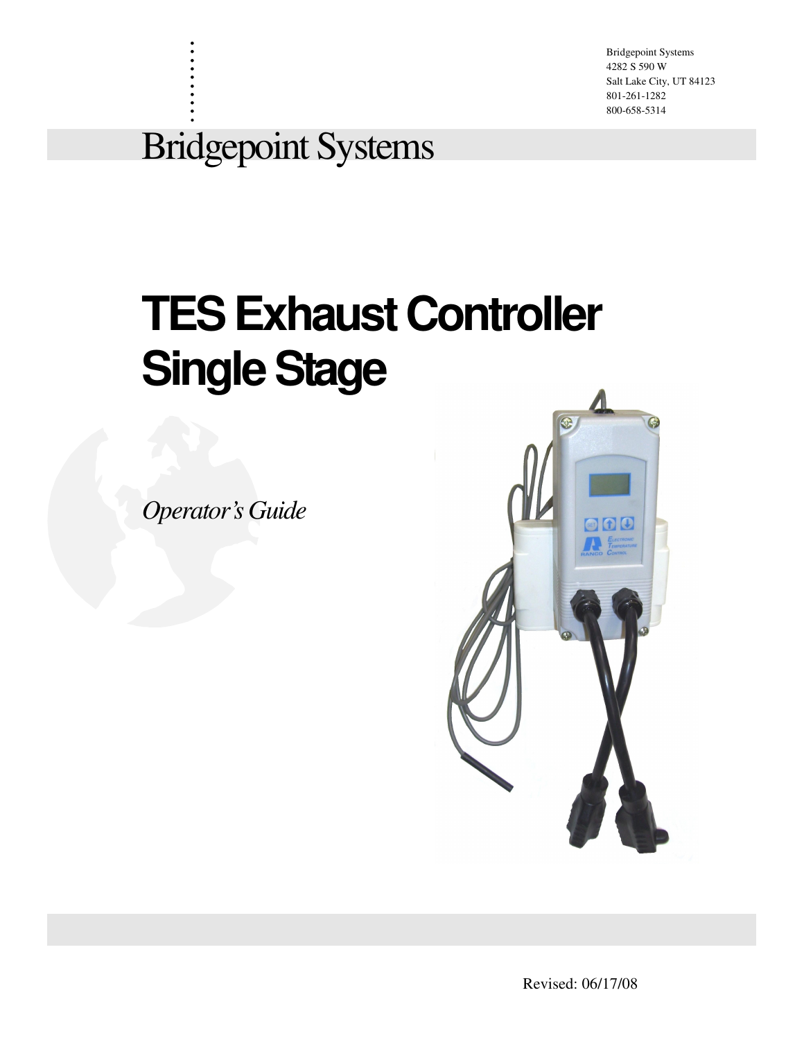Bridgepoint Systems
4282 S 590 W
Salt Lake City, UT 84123
801-261-1282
800-658-5314

Bridgepoint Systems

# TES Exhaust Controller Single Stage

*Operator's Guide*

Revised: 06/17/08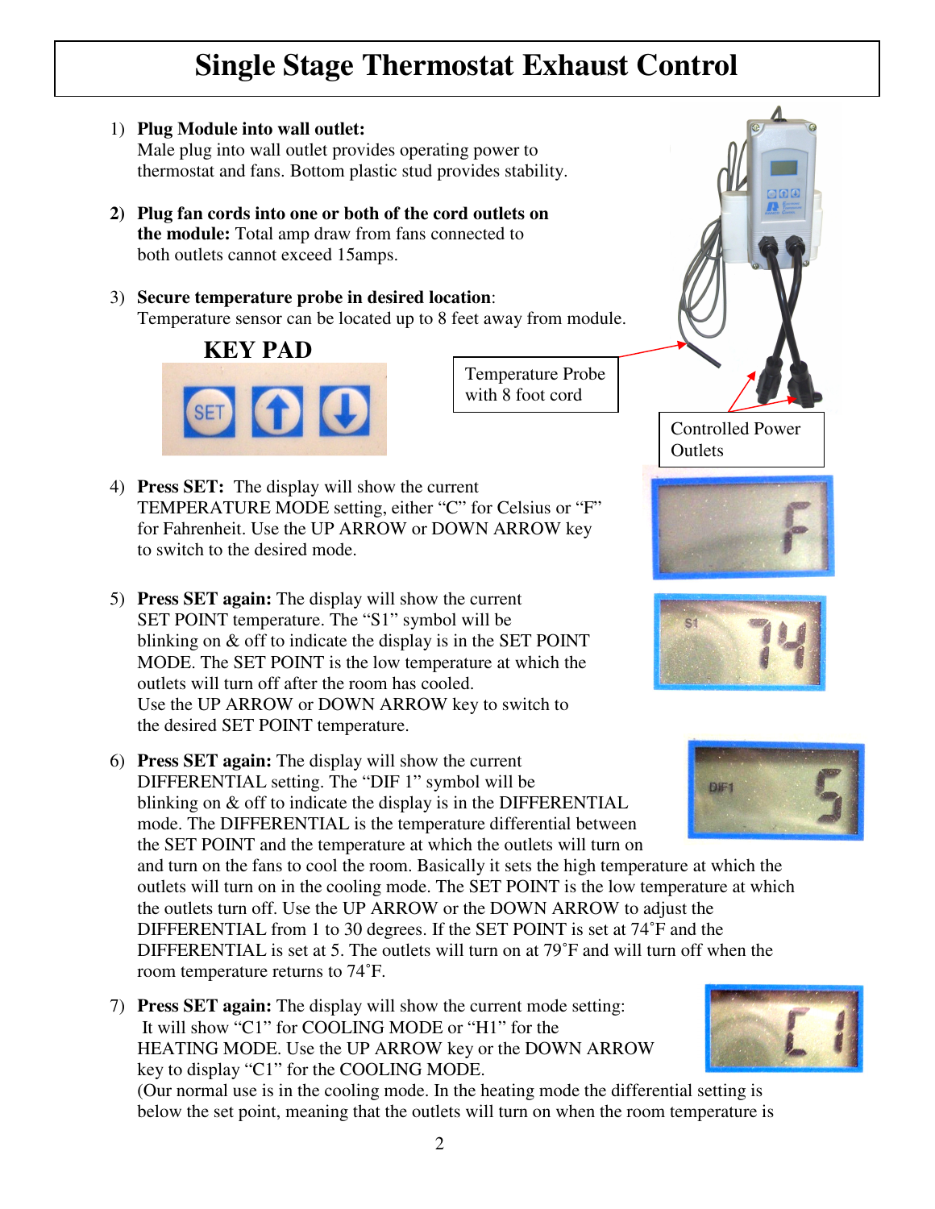# Single Stage Thermostat Exhaust Control

1) **Plug Module into wall outlet:** Male plug into wall outlet provides operating power to thermostat and fans. Bottom plastic stud provides stability.

2) **Plug fan cords into one or both of the cord outlets on the module:** Total amp draw from fans connected to both outlets cannot exceed 15amps.

3) **Secure temperature probe in desired location**: Temperature sensor can be located up to 8 feet away from module.

**KEY PAD**

Temperature Probe with 8 foot cord

Controlled Power Outlets

4) **Press SET:** The display will show the current TEMPERATURE MODE setting, either "C" for Celsius or "F" for Fahrenheit. Use the UP ARROW or DOWN ARROW key to switch to the desired mode.

5) **Press SET again:** The display will show the current SET POINT temperature. The "S1" symbol will be blinking on & off to indicate the display is in the SET POINT MODE. The SET POINT is the low temperature at which the outlets will turn off after the room has cooled. Use the UP ARROW or DOWN ARROW key to switch to the desired SET POINT temperature.

6) **Press SET again:** The display will show the current DIFFERENTIAL setting. The "DIF 1" symbol will be blinking on & off to indicate the display is in the DIFFERENTIAL mode. The DIFFERENTIAL is the temperature differential between the SET POINT and the temperature at which the outlets will turn on and turn on the fans to cool the room. Basically it sets the high temperature at which the outlets will turn on in the cooling mode. The SET POINT is the low temperature at which the outlets turn off. Use the UP ARROW or the DOWN ARROW to adjust the DIFFERENTIAL from 1 to 30 degrees. If the SET POINT is set at 74˚F and the DIFFERENTIAL is set at 5. The outlets will turn on at 79˚F and will turn off when the room temperature returns to 74˚F.

7) **Press SET again:** The display will show the current mode setting: It will show "C1" for COOLING MODE or "H1" for the HEATING MODE. Use the UP ARROW key or the DOWN ARROW key to display "C1" for the COOLING MODE. (Our normal use is in the cooling mode. In the heating mode the differential setting is below the set point, meaning that the outlets will turn on when the room temperature is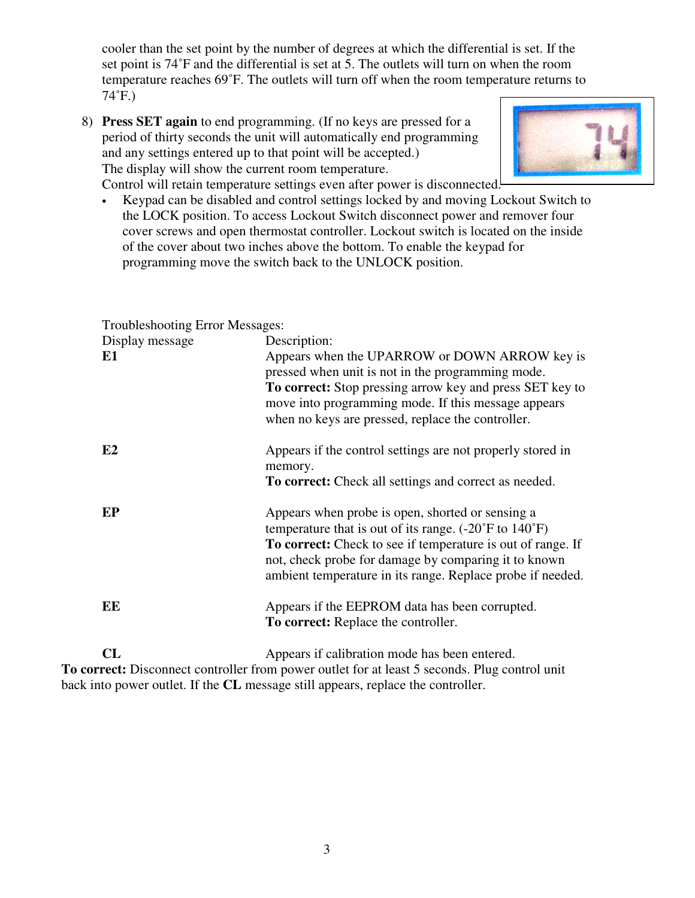cooler than the set point by the number of degrees at which the differential is set. If the set point is 74˚F and the differential is set at 5. The outlets will turn on when the room temperature reaches 69˚F. The outlets will turn off when the room temperature returns to 74˚F.)

8) **Press SET again** to end programming. (If no keys are pressed for a period of thirty seconds the unit will automatically end programming and any settings entered up to that point will be accepted.)
   The display will show the current room temperature.
   Control will retain temperature settings even after power is disconnected.
   - Keypad can be disabled and control settings locked by and moving Lockout Switch to the LOCK position. To access Lockout Switch disconnect power and remover four cover screws and open thermostat controller. Lockout switch is located on the inside of the cover about two inches above the bottom. To enable the keypad for programming move the switch back to the UNLOCK position.

Troubleshooting Error Messages:

| Display message | Description: |
|---|---|
| **E1** | Appears when the UPARROW or DOWN ARROW key is pressed when unit is not in the programming mode. **To correct:** Stop pressing arrow key and press SET key to move into programming mode. If this message appears when no keys are pressed, replace the controller. |
| **E2** | Appears if the control settings are not properly stored in memory. **To correct:** Check all settings and correct as needed. |
| **EP** | Appears when probe is open, shorted or sensing a temperature that is out of its range. (-20˚F to 140˚F) **To correct:** Check to see if temperature is out of range. If not, check probe for damage by comparing it to known ambient temperature in its range. Replace probe if needed. |
| **EE** | Appears if the EEPROM data has been corrupted. **To correct:** Replace the controller. |
| **CL** | Appears if calibration mode has been entered. |

**To correct:** Disconnect controller from power outlet for at least 5 seconds. Plug control unit back into power outlet. If the **CL** message still appears, replace the controller.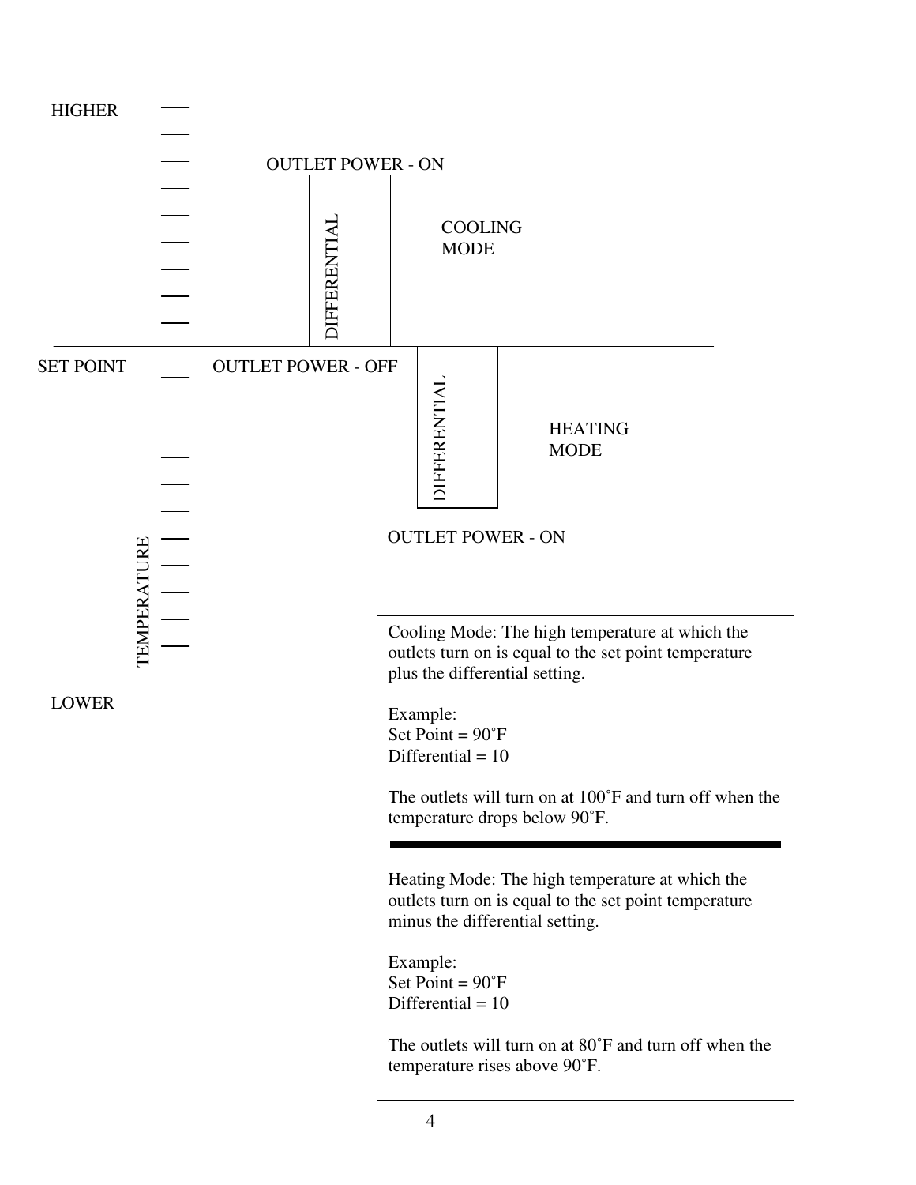HIGHER

OUTLET POWER - ON

DIFFERENTIAL

COOLING MODE

SET POINT

OUTLET POWER - OFF

DIFFERENTIAL

HEATING MODE

OUTLET POWER - ON

TEMPERATURE

LOWER

Cooling Mode: The high temperature at which the outlets turn on is equal to the set point temperature plus the differential setting.

Example:
Set Point = 90˚F
Differential = 10

The outlets will turn on at 100˚F and turn off when the temperature drops below 90˚F.

---

Heating Mode: The high temperature at which the outlets turn on is equal to the set point temperature minus the differential setting.

Example:
Set Point = 90˚F
Differential = 10

The outlets will turn on at 80˚F and turn off when the temperature rises above 90˚F.